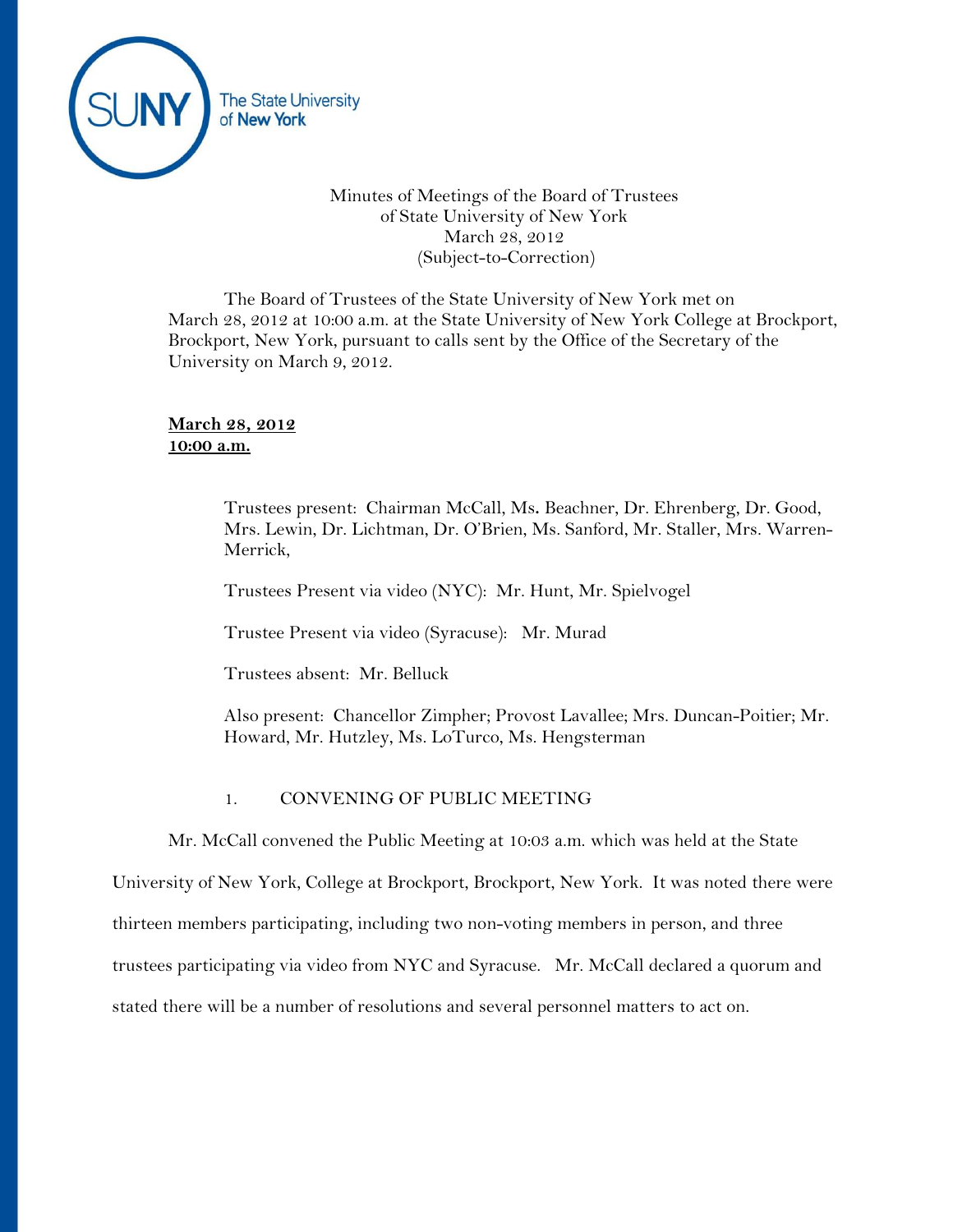Minutes of Meetings of the Board of Trustees
of State University of New York
March 28, 2012
(Subject-to-Correction)

The Board of Trustees of the State University of New York met on March 28, 2012 at 10:00 a.m. at the State University of New York College at Brockport, Brockport, New York, pursuant to calls sent by the Office of the Secretary of the University on March 9, 2012.

**March 28, 2012**
**10:00 a.m.**

Trustees present: Chairman McCall, Ms. Beachner, Dr. Ehrenberg, Dr. Good, Mrs. Lewin, Dr. Lichtman, Dr. O'Brien, Ms. Sanford, Mr. Staller, Mrs. Warren-Merrick,

Trustees Present via video (NYC): Mr. Hunt, Mr. Spielvogel

Trustee Present via video (Syracuse): Mr. Murad

Trustees absent: Mr. Belluck

Also present: Chancellor Zimpher; Provost Lavallee; Mrs. Duncan-Poitier; Mr. Howard, Mr. Hutzley, Ms. LoTurco, Ms. Hengsterman

1. CONVENING OF PUBLIC MEETING

Mr. McCall convened the Public Meeting at 10:03 a.m. which was held at the State University of New York, College at Brockport, Brockport, New York. It was noted there were thirteen members participating, including two non-voting members in person, and three trustees participating via video from NYC and Syracuse. Mr. McCall declared a quorum and stated there will be a number of resolutions and several personnel matters to act on.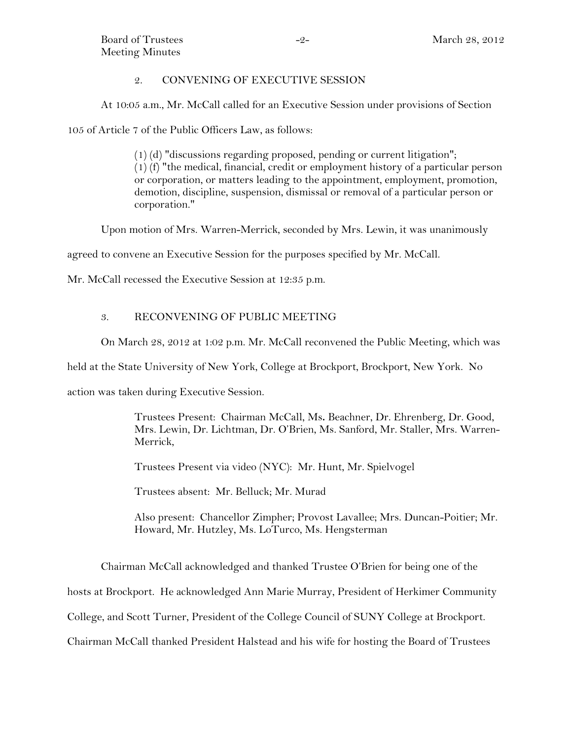## 2. CONVENING OF EXECUTIVE SESSION

At 10:05 a.m., Mr. McCall called for an Executive Session under provisions of Section 105 of Article 7 of the Public Officers Law, as follows:

> (1) (d) "discussions regarding proposed, pending or current litigation";
> (1) (f) "the medical, financial, credit or employment history of a particular person or corporation, or matters leading to the appointment, employment, promotion, demotion, discipline, suspension, dismissal or removal of a particular person or corporation."

Upon motion of Mrs. Warren-Merrick, seconded by Mrs. Lewin, it was unanimously agreed to convene an Executive Session for the purposes specified by Mr. McCall.

Mr. McCall recessed the Executive Session at 12:35 p.m.

## 3. RECONVENING OF PUBLIC MEETING

On March 28, 2012 at 1:02 p.m. Mr. McCall reconvened the Public Meeting, which was held at the State University of New York, College at Brockport, Brockport, New York. No action was taken during Executive Session.

> Trustees Present: Chairman McCall, Ms. Beachner, Dr. Ehrenberg, Dr. Good, Mrs. Lewin, Dr. Lichtman, Dr. O'Brien, Ms. Sanford, Mr. Staller, Mrs. Warren-Merrick,
>
> Trustees Present via video (NYC): Mr. Hunt, Mr. Spielvogel
>
> Trustees absent: Mr. Belluck; Mr. Murad
>
> Also present: Chancellor Zimpher; Provost Lavallee; Mrs. Duncan-Poitier; Mr. Howard, Mr. Hutzley, Ms. LoTurco, Ms. Hengsterman

Chairman McCall acknowledged and thanked Trustee O'Brien for being one of the hosts at Brockport. He acknowledged Ann Marie Murray, President of Herkimer Community College, and Scott Turner, President of the College Council of SUNY College at Brockport. Chairman McCall thanked President Halstead and his wife for hosting the Board of Trustees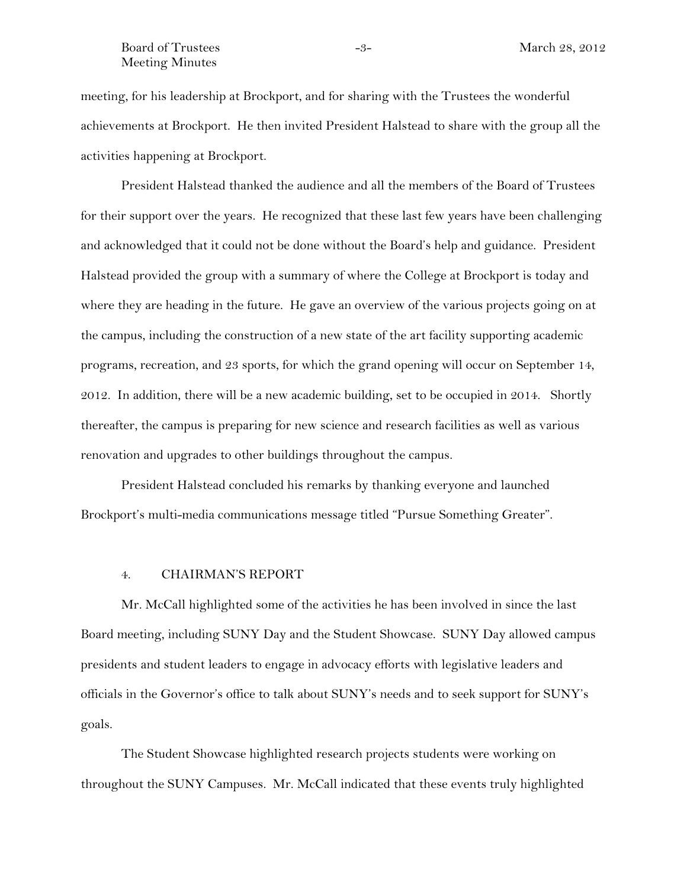meeting, for his leadership at Brockport, and for sharing with the Trustees the wonderful achievements at Brockport. He then invited President Halstead to share with the group all the activities happening at Brockport.

President Halstead thanked the audience and all the members of the Board of Trustees for their support over the years. He recognized that these last few years have been challenging and acknowledged that it could not be done without the Board's help and guidance. President Halstead provided the group with a summary of where the College at Brockport is today and where they are heading in the future. He gave an overview of the various projects going on at the campus, including the construction of a new state of the art facility supporting academic programs, recreation, and 23 sports, for which the grand opening will occur on September 14, 2012. In addition, there will be a new academic building, set to be occupied in 2014. Shortly thereafter, the campus is preparing for new science and research facilities as well as various renovation and upgrades to other buildings throughout the campus.

President Halstead concluded his remarks by thanking everyone and launched Brockport's multi-media communications message titled "Pursue Something Greater".

## 4. CHAIRMAN'S REPORT

Mr. McCall highlighted some of the activities he has been involved in since the last Board meeting, including SUNY Day and the Student Showcase. SUNY Day allowed campus presidents and student leaders to engage in advocacy efforts with legislative leaders and officials in the Governor's office to talk about SUNY's needs and to seek support for SUNY's goals.

The Student Showcase highlighted research projects students were working on throughout the SUNY Campuses. Mr. McCall indicated that these events truly highlighted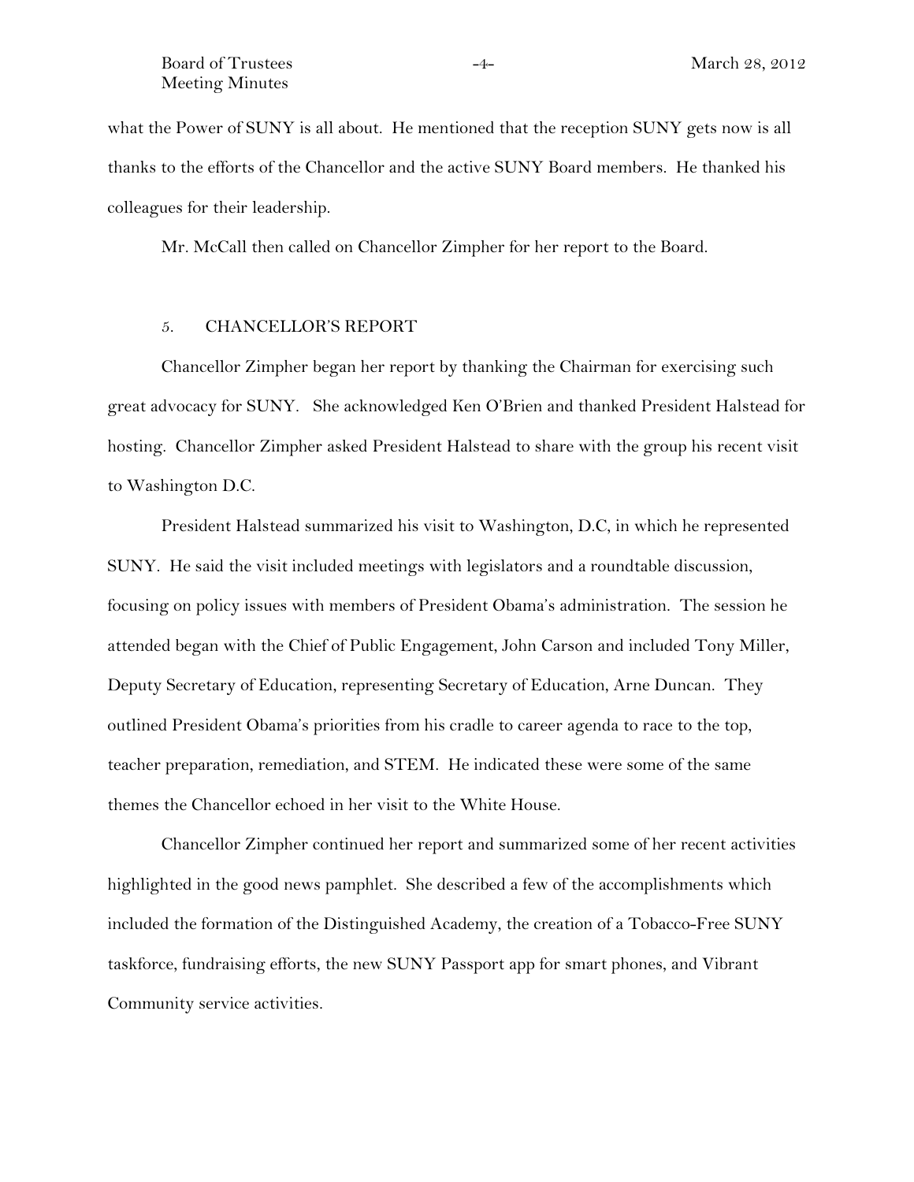what the Power of SUNY is all about. He mentioned that the reception SUNY gets now is all thanks to the efforts of the Chancellor and the active SUNY Board members. He thanked his colleagues for their leadership.

Mr. McCall then called on Chancellor Zimpher for her report to the Board.

## 5. CHANCELLOR'S REPORT

Chancellor Zimpher began her report by thanking the Chairman for exercising such great advocacy for SUNY. She acknowledged Ken O'Brien and thanked President Halstead for hosting. Chancellor Zimpher asked President Halstead to share with the group his recent visit to Washington D.C.

President Halstead summarized his visit to Washington, D.C, in which he represented SUNY. He said the visit included meetings with legislators and a roundtable discussion, focusing on policy issues with members of President Obama's administration. The session he attended began with the Chief of Public Engagement, John Carson and included Tony Miller, Deputy Secretary of Education, representing Secretary of Education, Arne Duncan. They outlined President Obama's priorities from his cradle to career agenda to race to the top, teacher preparation, remediation, and STEM. He indicated these were some of the same themes the Chancellor echoed in her visit to the White House.

Chancellor Zimpher continued her report and summarized some of her recent activities highlighted in the good news pamphlet. She described a few of the accomplishments which included the formation of the Distinguished Academy, the creation of a Tobacco-Free SUNY taskforce, fundraising efforts, the new SUNY Passport app for smart phones, and Vibrant Community service activities.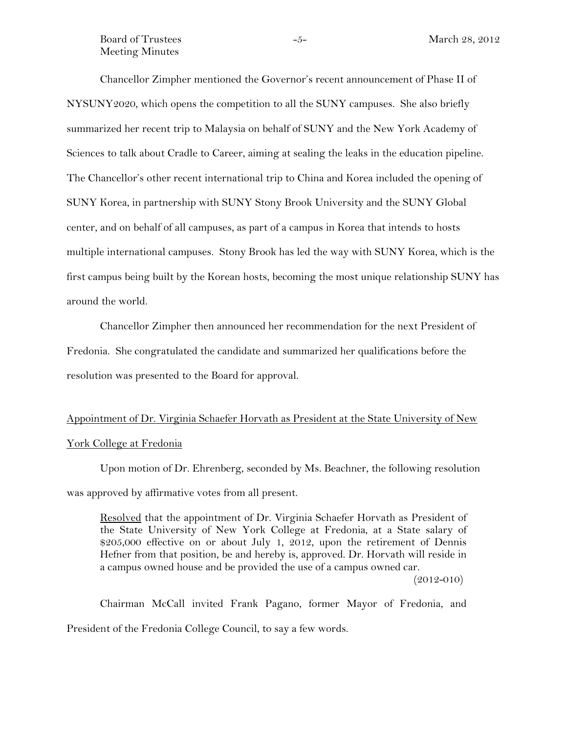Chancellor Zimpher mentioned the Governor's recent announcement of Phase II of NYSUNY2020, which opens the competition to all the SUNY campuses. She also briefly summarized her recent trip to Malaysia on behalf of SUNY and the New York Academy of Sciences to talk about Cradle to Career, aiming at sealing the leaks in the education pipeline. The Chancellor's other recent international trip to China and Korea included the opening of SUNY Korea, in partnership with SUNY Stony Brook University and the SUNY Global center, and on behalf of all campuses, as part of a campus in Korea that intends to hosts multiple international campuses. Stony Brook has led the way with SUNY Korea, which is the first campus being built by the Korean hosts, becoming the most unique relationship SUNY has around the world.

Chancellor Zimpher then announced her recommendation for the next President of Fredonia. She congratulated the candidate and summarized her qualifications before the resolution was presented to the Board for approval.

Appointment of Dr. Virginia Schaefer Horvath as President at the State University of New York College at Fredonia

Upon motion of Dr. Ehrenberg, seconded by Ms. Beachner, the following resolution was approved by affirmative votes from all present.

> Resolved that the appointment of Dr. Virginia Schaefer Horvath as President of the State University of New York College at Fredonia, at a State salary of $205,000 effective on or about July 1, 2012, upon the retirement of Dennis Hefner from that position, be and hereby is, approved. Dr. Horvath will reside in a campus owned house and be provided the use of a campus owned car.
>
> (2012-010)

Chairman McCall invited Frank Pagano, former Mayor of Fredonia, and President of the Fredonia College Council, to say a few words.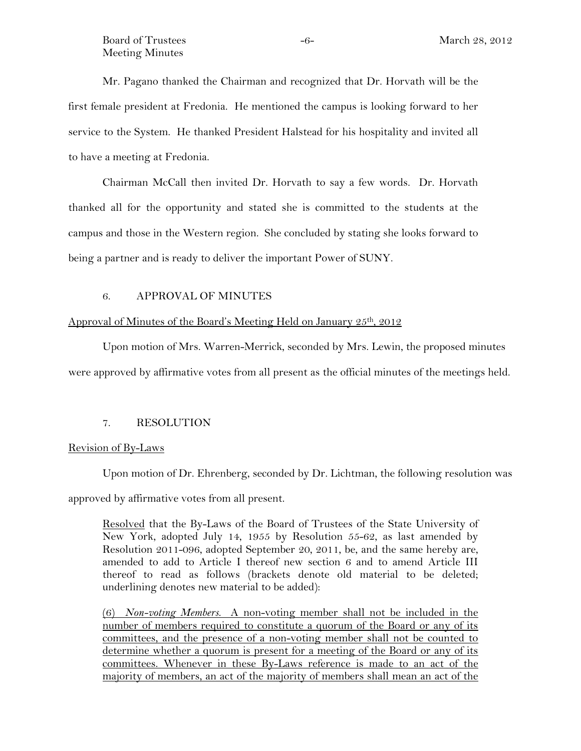Mr. Pagano thanked the Chairman and recognized that Dr. Horvath will be the first female president at Fredonia. He mentioned the campus is looking forward to her service to the System. He thanked President Halstead for his hospitality and invited all to have a meeting at Fredonia.

Chairman McCall then invited Dr. Horvath to say a few words. Dr. Horvath thanked all for the opportunity and stated she is committed to the students at the campus and those in the Western region. She concluded by stating she looks forward to being a partner and is ready to deliver the important Power of SUNY.

6. APPROVAL OF MINUTES

<u>Approval of Minutes of the Board's Meeting Held on January 25th, 2012</u>

Upon motion of Mrs. Warren-Merrick, seconded by Mrs. Lewin, the proposed minutes were approved by affirmative votes from all present as the official minutes of the meetings held.

7. RESOLUTION

<u>Revision of By-Laws</u>

Upon motion of Dr. Ehrenberg, seconded by Dr. Lichtman, the following resolution was approved by affirmative votes from all present.

> <u>Resolved</u> that the By-Laws of the Board of Trustees of the State University of New York, adopted July 14, 1955 by Resolution 55-62, as last amended by Resolution 2011-096, adopted September 20, 2011, be, and the same hereby are, amended to add to Article I thereof new section 6 and to amend Article III thereof to read as follows (brackets denote old material to be deleted; underlining denotes new material to be added):
>
> <u>(6) *Non-voting Members.* A non-voting member shall not be included in the number of members required to constitute a quorum of the Board or any of its committees, and the presence of a non-voting member shall not be counted to determine whether a quorum is present for a meeting of the Board or any of its committees. Whenever in these By-Laws reference is made to an act of the majority of members, an act of the majority of members shall mean an act of the</u>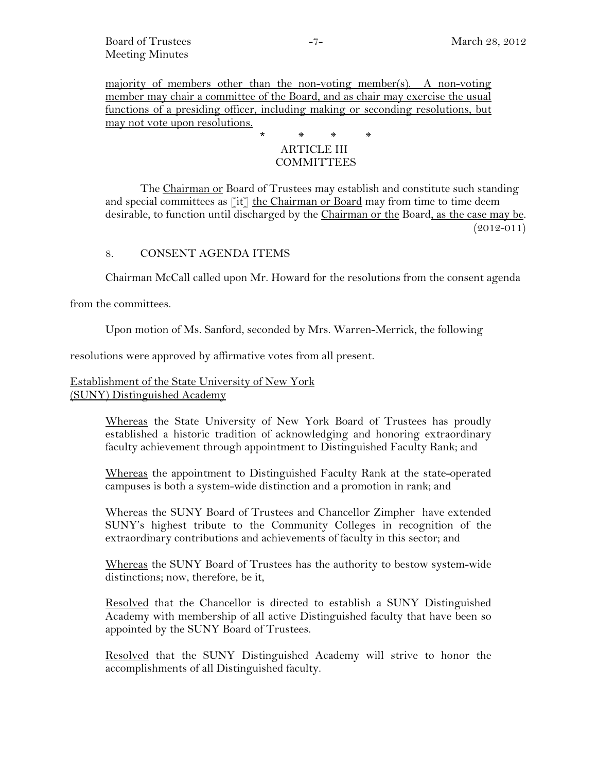majority of members other than the non-voting member(s). A non-voting member may chair a committee of the Board, and as chair may exercise the usual functions of a presiding officer, including making or seconding resolutions, but may not vote upon resolutions.

\* \* \* \*

ARTICLE III
COMMITTEES

The Chairman or Board of Trustees may establish and constitute such standing and special committees as [it] the Chairman or Board may from time to time deem desirable, to function until discharged by the Chairman or the Board, as the case may be. (2012-011)

8. CONSENT AGENDA ITEMS

Chairman McCall called upon Mr. Howard for the resolutions from the consent agenda from the committees.

Upon motion of Ms. Sanford, seconded by Mrs. Warren-Merrick, the following resolutions were approved by affirmative votes from all present.

Establishment of the State University of New York (SUNY) Distinguished Academy

Whereas the State University of New York Board of Trustees has proudly established a historic tradition of acknowledging and honoring extraordinary faculty achievement through appointment to Distinguished Faculty Rank; and

Whereas the appointment to Distinguished Faculty Rank at the state-operated campuses is both a system-wide distinction and a promotion in rank; and

Whereas the SUNY Board of Trustees and Chancellor Zimpher have extended SUNY's highest tribute to the Community Colleges in recognition of the extraordinary contributions and achievements of faculty in this sector; and

Whereas the SUNY Board of Trustees has the authority to bestow system-wide distinctions; now, therefore, be it,

Resolved that the Chancellor is directed to establish a SUNY Distinguished Academy with membership of all active Distinguished faculty that have been so appointed by the SUNY Board of Trustees.

Resolved that the SUNY Distinguished Academy will strive to honor the accomplishments of all Distinguished faculty.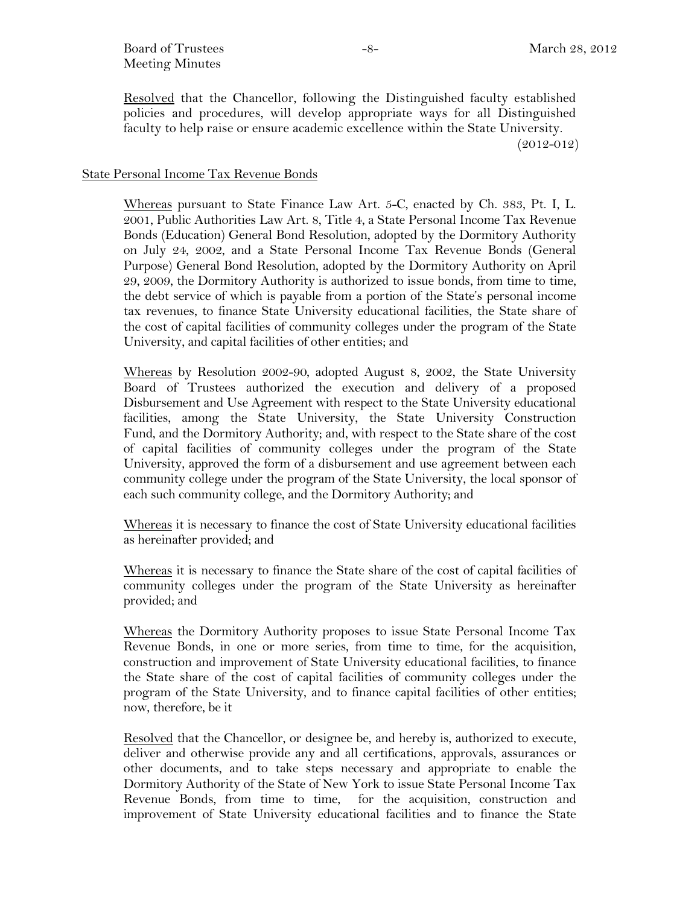Resolved that the Chancellor, following the Distinguished faculty established policies and procedures, will develop appropriate ways for all Distinguished faculty to help raise or ensure academic excellence within the State University.

(2012-012)

State Personal Income Tax Revenue Bonds

Whereas pursuant to State Finance Law Art. 5-C, enacted by Ch. 383, Pt. I, L. 2001, Public Authorities Law Art. 8, Title 4, a State Personal Income Tax Revenue Bonds (Education) General Bond Resolution, adopted by the Dormitory Authority on July 24, 2002, and a State Personal Income Tax Revenue Bonds (General Purpose) General Bond Resolution, adopted by the Dormitory Authority on April 29, 2009, the Dormitory Authority is authorized to issue bonds, from time to time, the debt service of which is payable from a portion of the State's personal income tax revenues, to finance State University educational facilities, the State share of the cost of capital facilities of community colleges under the program of the State University, and capital facilities of other entities; and

Whereas by Resolution 2002-90, adopted August 8, 2002, the State University Board of Trustees authorized the execution and delivery of a proposed Disbursement and Use Agreement with respect to the State University educational facilities, among the State University, the State University Construction Fund, and the Dormitory Authority; and, with respect to the State share of the cost of capital facilities of community colleges under the program of the State University, approved the form of a disbursement and use agreement between each community college under the program of the State University, the local sponsor of each such community college, and the Dormitory Authority; and

Whereas it is necessary to finance the cost of State University educational facilities as hereinafter provided; and

Whereas it is necessary to finance the State share of the cost of capital facilities of community colleges under the program of the State University as hereinafter provided; and

Whereas the Dormitory Authority proposes to issue State Personal Income Tax Revenue Bonds, in one or more series, from time to time, for the acquisition, construction and improvement of State University educational facilities, to finance the State share of the cost of capital facilities of community colleges under the program of the State University, and to finance capital facilities of other entities; now, therefore, be it

Resolved that the Chancellor, or designee be, and hereby is, authorized to execute, deliver and otherwise provide any and all certifications, approvals, assurances or other documents, and to take steps necessary and appropriate to enable the Dormitory Authority of the State of New York to issue State Personal Income Tax Revenue Bonds, from time to time, for the acquisition, construction and improvement of State University educational facilities and to finance the State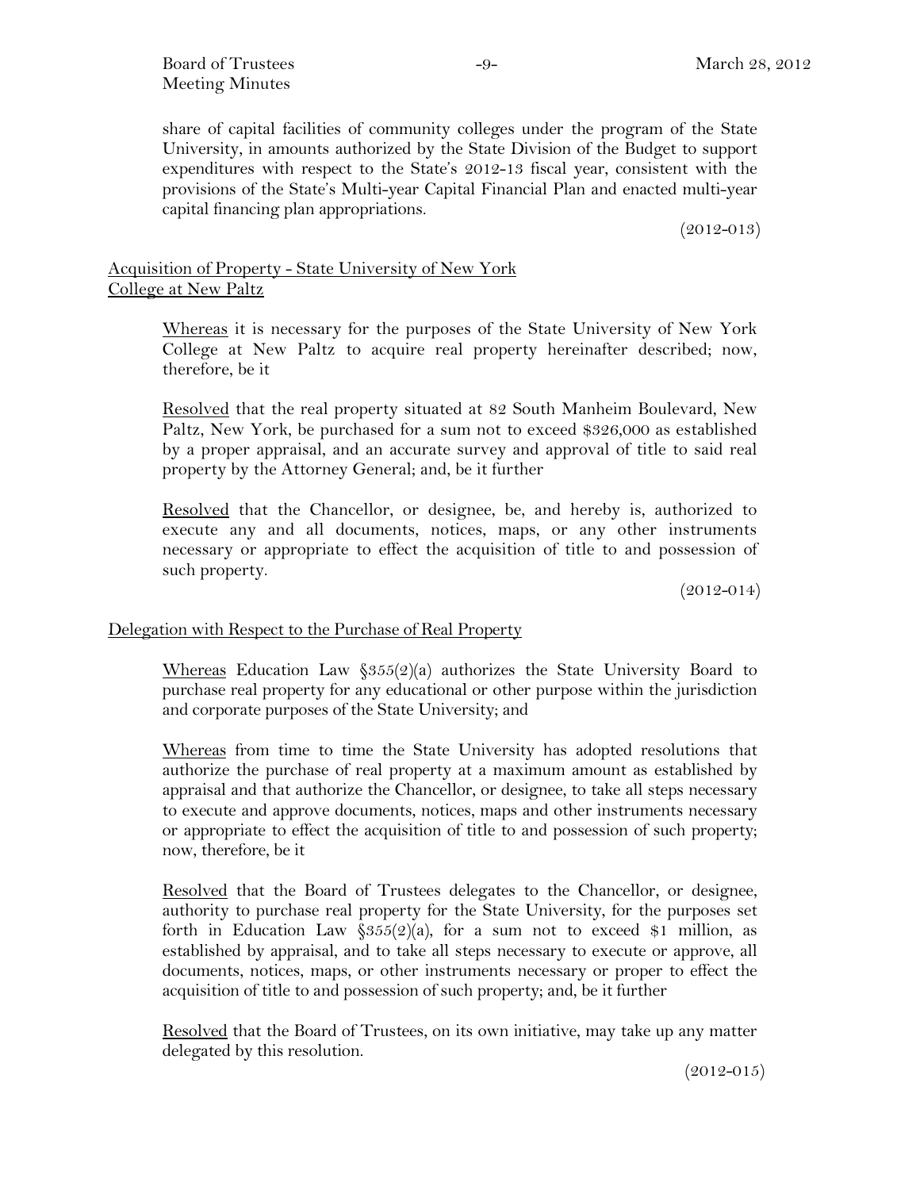share of capital facilities of community colleges under the program of the State University, in amounts authorized by the State Division of the Budget to support expenditures with respect to the State's 2012-13 fiscal year, consistent with the provisions of the State's Multi-year Capital Financial Plan and enacted multi-year capital financing plan appropriations.

(2012-013)

## Acquisition of Property - State University of New York College at New Paltz

Whereas it is necessary for the purposes of the State University of New York College at New Paltz to acquire real property hereinafter described; now, therefore, be it

Resolved that the real property situated at 82 South Manheim Boulevard, New Paltz, New York, be purchased for a sum not to exceed $326,000 as established by a proper appraisal, and an accurate survey and approval of title to said real property by the Attorney General; and, be it further

Resolved that the Chancellor, or designee, be, and hereby is, authorized to execute any and all documents, notices, maps, or any other instruments necessary or appropriate to effect the acquisition of title to and possession of such property.

(2012-014)

## Delegation with Respect to the Purchase of Real Property

Whereas Education Law §355(2)(a) authorizes the State University Board to purchase real property for any educational or other purpose within the jurisdiction and corporate purposes of the State University; and

Whereas from time to time the State University has adopted resolutions that authorize the purchase of real property at a maximum amount as established by appraisal and that authorize the Chancellor, or designee, to take all steps necessary to execute and approve documents, notices, maps and other instruments necessary or appropriate to effect the acquisition of title to and possession of such property; now, therefore, be it

Resolved that the Board of Trustees delegates to the Chancellor, or designee, authority to purchase real property for the State University, for the purposes set forth in Education Law §355(2)(a), for a sum not to exceed $1 million, as established by appraisal, and to take all steps necessary to execute or approve, all documents, notices, maps, or other instruments necessary or proper to effect the acquisition of title to and possession of such property; and, be it further

Resolved that the Board of Trustees, on its own initiative, may take up any matter delegated by this resolution.

(2012-015)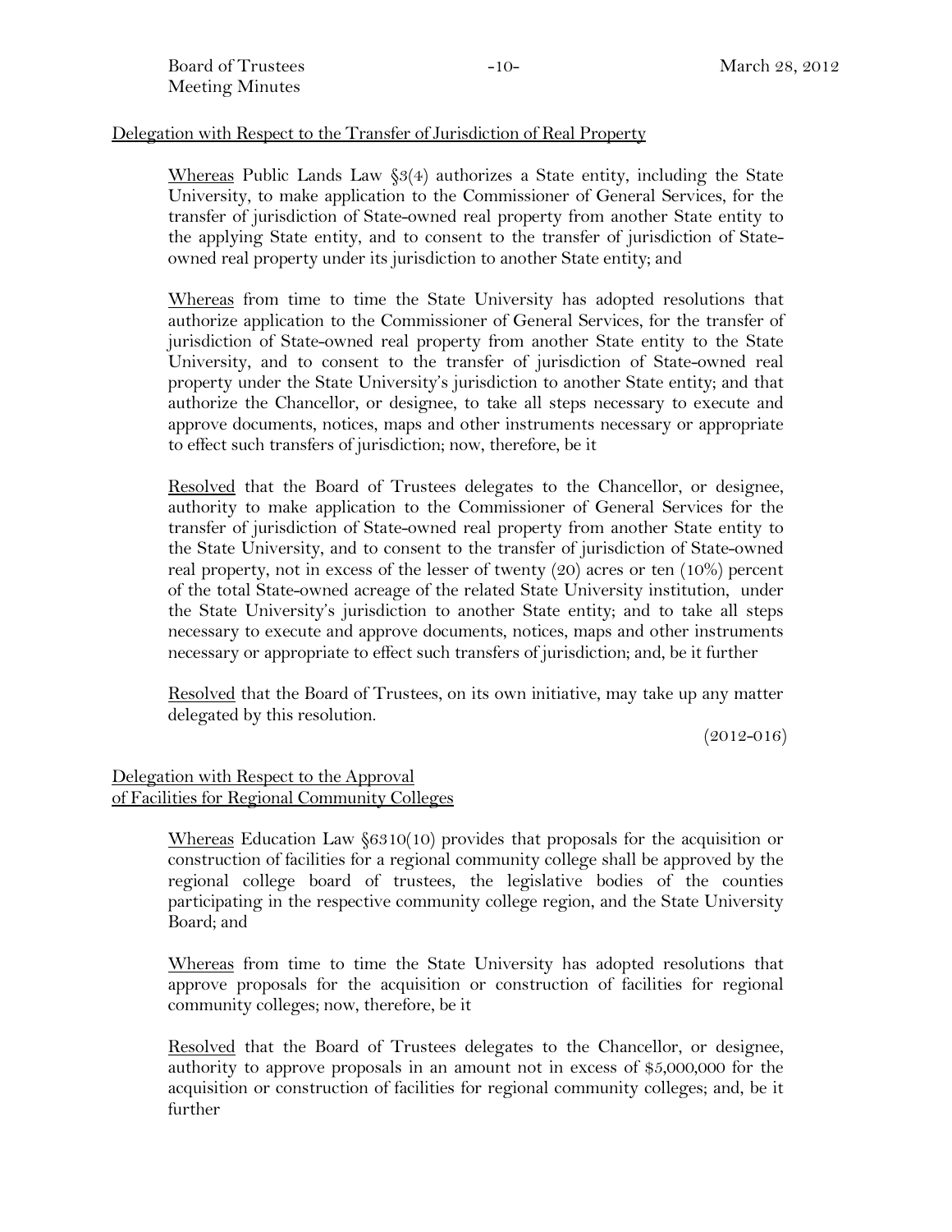Delegation with Respect to the Transfer of Jurisdiction of Real Property

Whereas Public Lands Law §3(4) authorizes a State entity, including the State University, to make application to the Commissioner of General Services, for the transfer of jurisdiction of State-owned real property from another State entity to the applying State entity, and to consent to the transfer of jurisdiction of State-owned real property under its jurisdiction to another State entity; and

Whereas from time to time the State University has adopted resolutions that authorize application to the Commissioner of General Services, for the transfer of jurisdiction of State-owned real property from another State entity to the State University, and to consent to the transfer of jurisdiction of State-owned real property under the State University's jurisdiction to another State entity; and that authorize the Chancellor, or designee, to take all steps necessary to execute and approve documents, notices, maps and other instruments necessary or appropriate to effect such transfers of jurisdiction; now, therefore, be it

Resolved that the Board of Trustees delegates to the Chancellor, or designee, authority to make application to the Commissioner of General Services for the transfer of jurisdiction of State-owned real property from another State entity to the State University, and to consent to the transfer of jurisdiction of State-owned real property, not in excess of the lesser of twenty (20) acres or ten (10%) percent of the total State-owned acreage of the related State University institution, under the State University's jurisdiction to another State entity; and to take all steps necessary to execute and approve documents, notices, maps and other instruments necessary or appropriate to effect such transfers of jurisdiction; and, be it further

Resolved that the Board of Trustees, on its own initiative, may take up any matter delegated by this resolution.

(2012-016)

Delegation with Respect to the Approval of Facilities for Regional Community Colleges

Whereas Education Law §6310(10) provides that proposals for the acquisition or construction of facilities for a regional community college shall be approved by the regional college board of trustees, the legislative bodies of the counties participating in the respective community college region, and the State University Board; and

Whereas from time to time the State University has adopted resolutions that approve proposals for the acquisition or construction of facilities for regional community colleges; now, therefore, be it

Resolved that the Board of Trustees delegates to the Chancellor, or designee, authority to approve proposals in an amount not in excess of $5,000,000 for the acquisition or construction of facilities for regional community colleges; and, be it further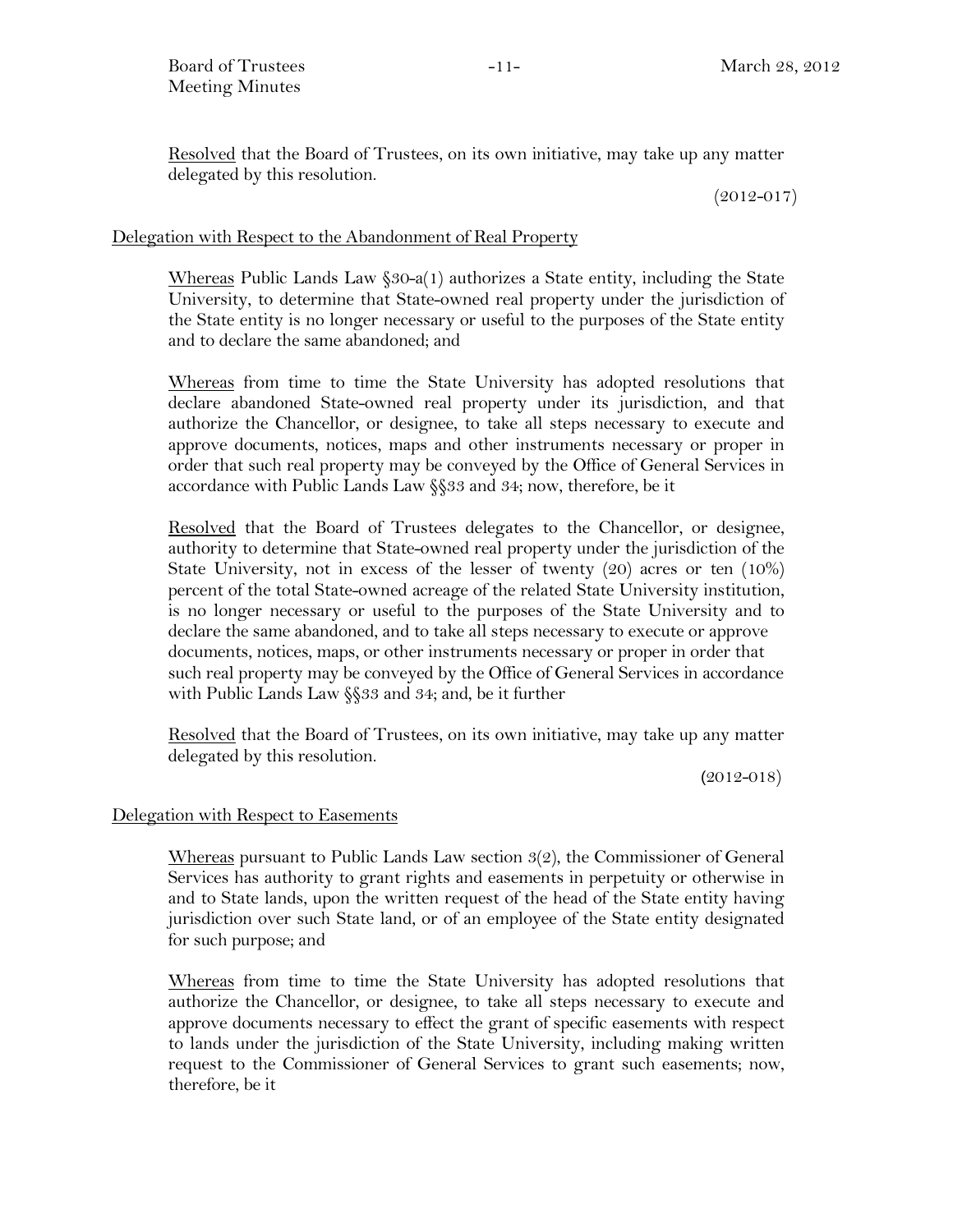Resolved that the Board of Trustees, on its own initiative, may take up any matter delegated by this resolution.

(2012-017)

## Delegation with Respect to the Abandonment of Real Property

Whereas Public Lands Law §30-a(1) authorizes a State entity, including the State University, to determine that State-owned real property under the jurisdiction of the State entity is no longer necessary or useful to the purposes of the State entity and to declare the same abandoned; and

Whereas from time to time the State University has adopted resolutions that declare abandoned State-owned real property under its jurisdiction, and that authorize the Chancellor, or designee, to take all steps necessary to execute and approve documents, notices, maps and other instruments necessary or proper in order that such real property may be conveyed by the Office of General Services in accordance with Public Lands Law §§33 and 34; now, therefore, be it

Resolved that the Board of Trustees delegates to the Chancellor, or designee, authority to determine that State-owned real property under the jurisdiction of the State University, not in excess of the lesser of twenty (20) acres or ten (10%) percent of the total State-owned acreage of the related State University institution, is no longer necessary or useful to the purposes of the State University and to declare the same abandoned, and to take all steps necessary to execute or approve documents, notices, maps, or other instruments necessary or proper in order that such real property may be conveyed by the Office of General Services in accordance with Public Lands Law §§33 and 34; and, be it further

Resolved that the Board of Trustees, on its own initiative, may take up any matter delegated by this resolution.

(2012-018)

## Delegation with Respect to Easements

Whereas pursuant to Public Lands Law section 3(2), the Commissioner of General Services has authority to grant rights and easements in perpetuity or otherwise in and to State lands, upon the written request of the head of the State entity having jurisdiction over such State land, or of an employee of the State entity designated for such purpose; and

Whereas from time to time the State University has adopted resolutions that authorize the Chancellor, or designee, to take all steps necessary to execute and approve documents necessary to effect the grant of specific easements with respect to lands under the jurisdiction of the State University, including making written request to the Commissioner of General Services to grant such easements; now, therefore, be it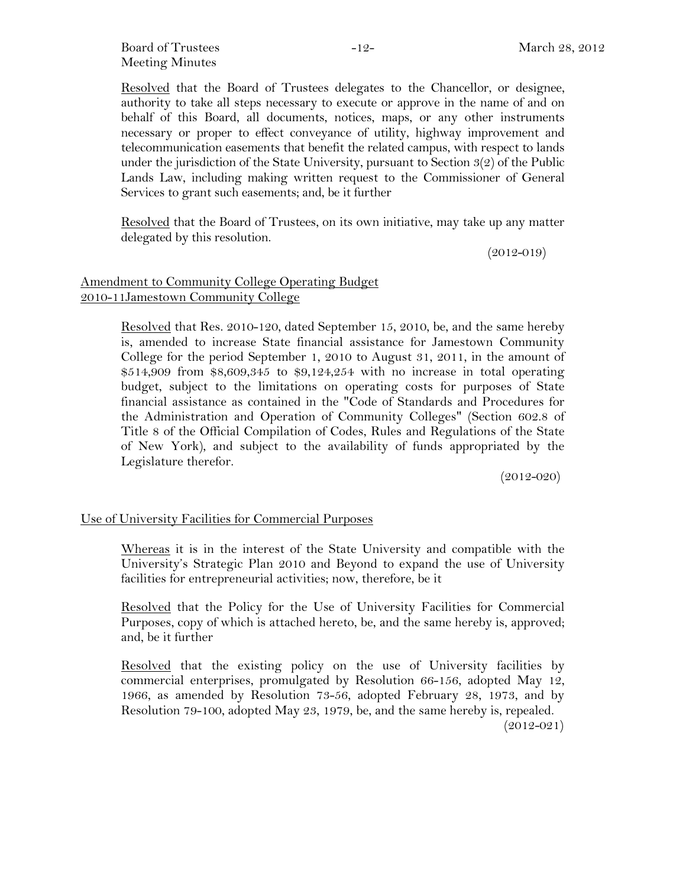Resolved that the Board of Trustees delegates to the Chancellor, or designee, authority to take all steps necessary to execute or approve in the name of and on behalf of this Board, all documents, notices, maps, or any other instruments necessary or proper to effect conveyance of utility, highway improvement and telecommunication easements that benefit the related campus, with respect to lands under the jurisdiction of the State University, pursuant to Section 3(2) of the Public Lands Law, including making written request to the Commissioner of General Services to grant such easements; and, be it further

Resolved that the Board of Trustees, on its own initiative, may take up any matter delegated by this resolution.

(2012-019)

## Amendment to Community College Operating Budget 2010-11Jamestown Community College

Resolved that Res. 2010-120, dated September 15, 2010, be, and the same hereby is, amended to increase State financial assistance for Jamestown Community College for the period September 1, 2010 to August 31, 2011, in the amount of $514,909 from $8,609,345 to $9,124,254 with no increase in total operating budget, subject to the limitations on operating costs for purposes of State financial assistance as contained in the "Code of Standards and Procedures for the Administration and Operation of Community Colleges" (Section 602.8 of Title 8 of the Official Compilation of Codes, Rules and Regulations of the State of New York), and subject to the availability of funds appropriated by the Legislature therefor.

(2012-020)

## Use of University Facilities for Commercial Purposes

Whereas it is in the interest of the State University and compatible with the University's Strategic Plan 2010 and Beyond to expand the use of University facilities for entrepreneurial activities; now, therefore, be it

Resolved that the Policy for the Use of University Facilities for Commercial Purposes, copy of which is attached hereto, be, and the same hereby is, approved; and, be it further

Resolved that the existing policy on the use of University facilities by commercial enterprises, promulgated by Resolution 66-156, adopted May 12, 1966, as amended by Resolution 73-56, adopted February 28, 1973, and by Resolution 79-100, adopted May 23, 1979, be, and the same hereby is, repealed.

(2012-021)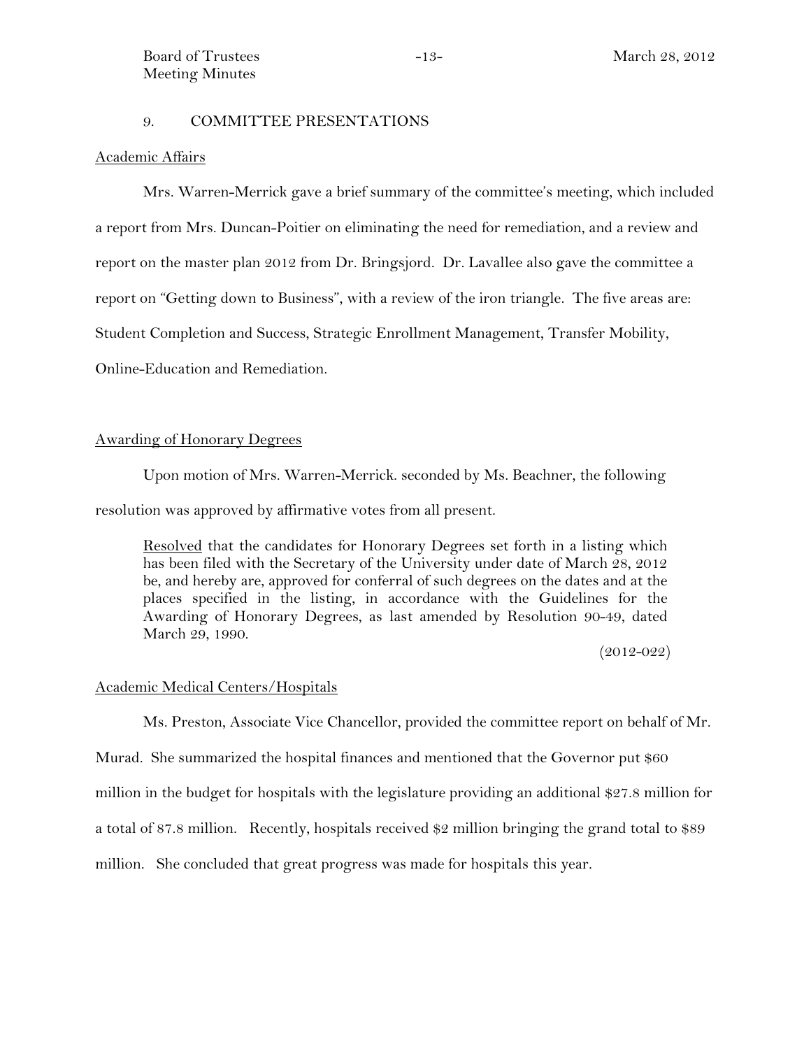## 9. COMMITTEE PRESENTATIONS

Academic Affairs

Mrs. Warren-Merrick gave a brief summary of the committee's meeting, which included a report from Mrs. Duncan-Poitier on eliminating the need for remediation, and a review and report on the master plan 2012 from Dr. Bringsjord. Dr. Lavallee also gave the committee a report on "Getting down to Business", with a review of the iron triangle. The five areas are: Student Completion and Success, Strategic Enrollment Management, Transfer Mobility, Online-Education and Remediation.

Awarding of Honorary Degrees

Upon motion of Mrs. Warren-Merrick. seconded by Ms. Beachner, the following resolution was approved by affirmative votes from all present.

> Resolved that the candidates for Honorary Degrees set forth in a listing which has been filed with the Secretary of the University under date of March 28, 2012 be, and hereby are, approved for conferral of such degrees on the dates and at the places specified in the listing, in accordance with the Guidelines for the Awarding of Honorary Degrees, as last amended by Resolution 90-49, dated March 29, 1990.
>
> (2012-022)

Academic Medical Centers/Hospitals

Ms. Preston, Associate Vice Chancellor, provided the committee report on behalf of Mr. Murad. She summarized the hospital finances and mentioned that the Governor put $60 million in the budget for hospitals with the legislature providing an additional $27.8 million for a total of 87.8 million. Recently, hospitals received $2 million bringing the grand total to $89 million. She concluded that great progress was made for hospitals this year.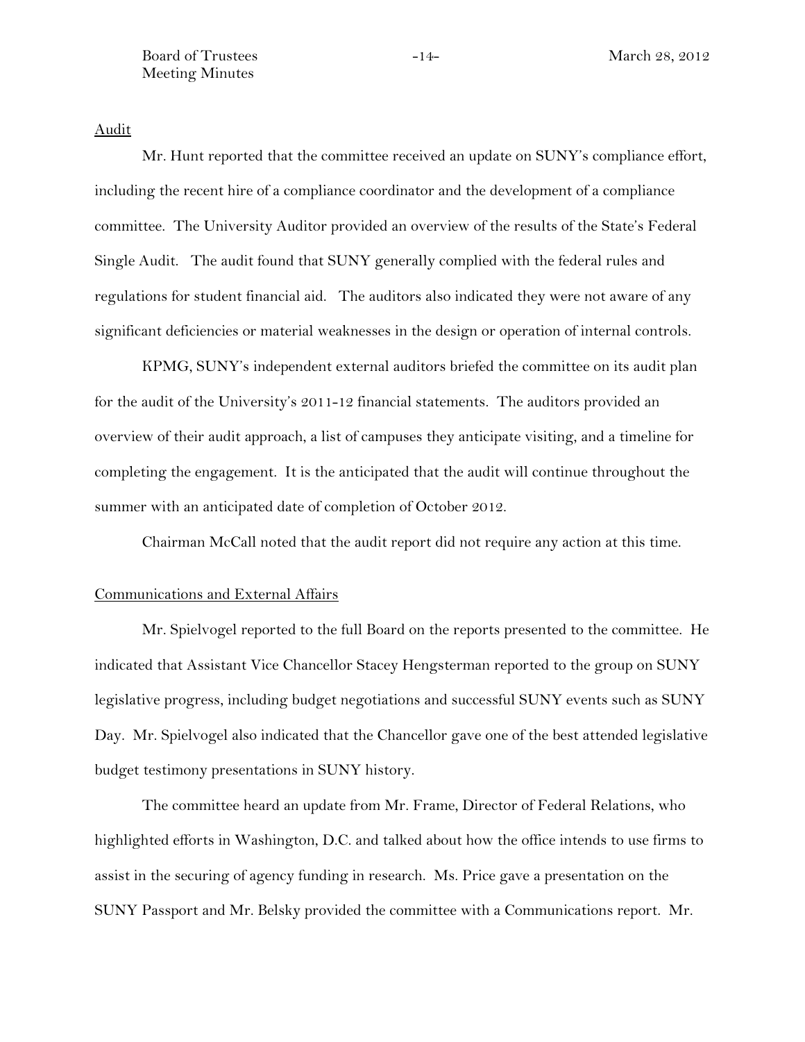<u>Audit</u>

Mr. Hunt reported that the committee received an update on SUNY's compliance effort, including the recent hire of a compliance coordinator and the development of a compliance committee. The University Auditor provided an overview of the results of the State's Federal Single Audit. The audit found that SUNY generally complied with the federal rules and regulations for student financial aid. The auditors also indicated they were not aware of any significant deficiencies or material weaknesses in the design or operation of internal controls.

KPMG, SUNY's independent external auditors briefed the committee on its audit plan for the audit of the University's 2011-12 financial statements. The auditors provided an overview of their audit approach, a list of campuses they anticipate visiting, and a timeline for completing the engagement. It is the anticipated that the audit will continue throughout the summer with an anticipated date of completion of October 2012.

Chairman McCall noted that the audit report did not require any action at this time.

<u>Communications and External Affairs</u>

Mr. Spielvogel reported to the full Board on the reports presented to the committee. He indicated that Assistant Vice Chancellor Stacey Hengsterman reported to the group on SUNY legislative progress, including budget negotiations and successful SUNY events such as SUNY Day. Mr. Spielvogel also indicated that the Chancellor gave one of the best attended legislative budget testimony presentations in SUNY history.

The committee heard an update from Mr. Frame, Director of Federal Relations, who highlighted efforts in Washington, D.C. and talked about how the office intends to use firms to assist in the securing of agency funding in research. Ms. Price gave a presentation on the SUNY Passport and Mr. Belsky provided the committee with a Communications report. Mr.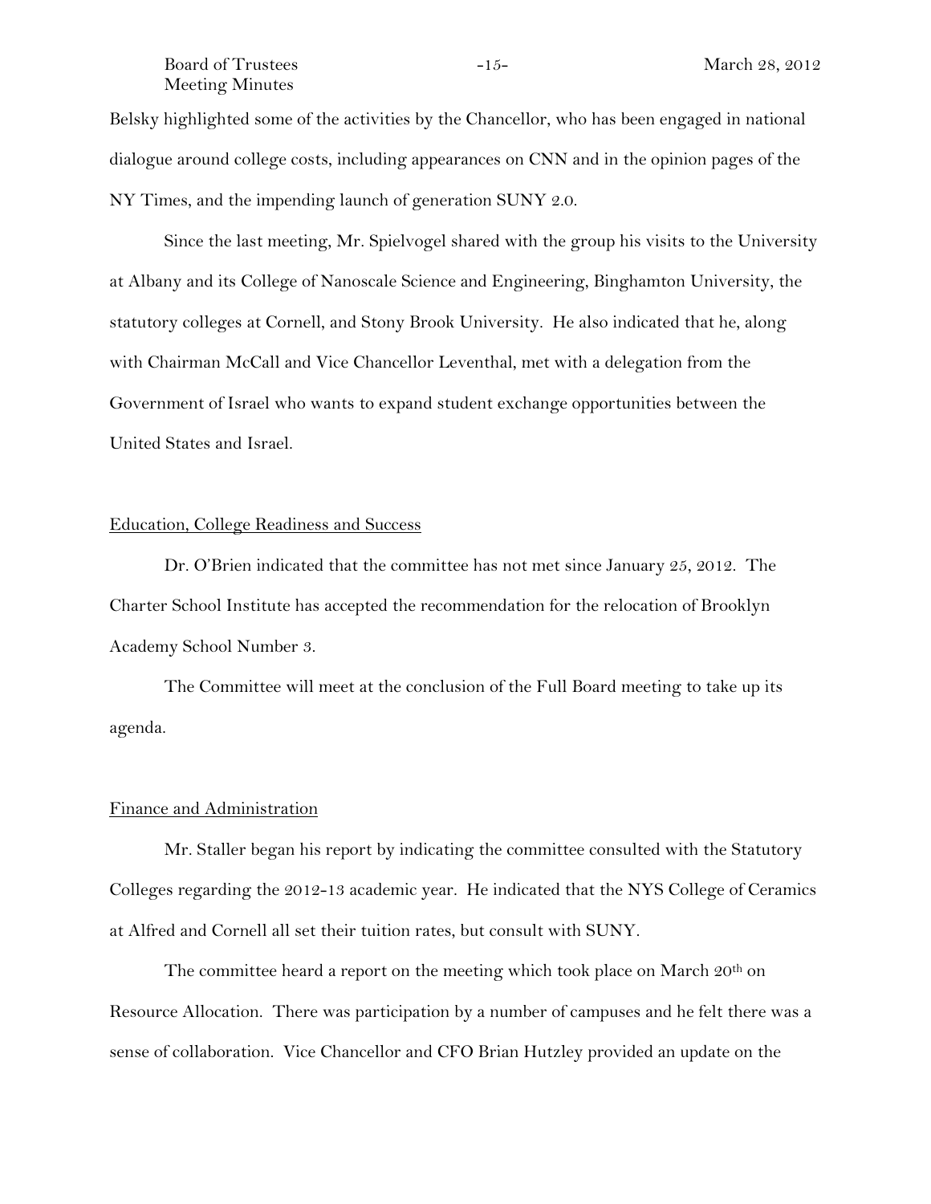Belsky highlighted some of the activities by the Chancellor, who has been engaged in national dialogue around college costs, including appearances on CNN and in the opinion pages of the NY Times, and the impending launch of generation SUNY 2.0.

Since the last meeting, Mr. Spielvogel shared with the group his visits to the University at Albany and its College of Nanoscale Science and Engineering, Binghamton University, the statutory colleges at Cornell, and Stony Brook University. He also indicated that he, along with Chairman McCall and Vice Chancellor Leventhal, met with a delegation from the Government of Israel who wants to expand student exchange opportunities between the United States and Israel.

## Education, College Readiness and Success

Dr. O'Brien indicated that the committee has not met since January 25, 2012. The Charter School Institute has accepted the recommendation for the relocation of Brooklyn Academy School Number 3.

The Committee will meet at the conclusion of the Full Board meeting to take up its agenda.

## Finance and Administration

Mr. Staller began his report by indicating the committee consulted with the Statutory Colleges regarding the 2012-13 academic year. He indicated that the NYS College of Ceramics at Alfred and Cornell all set their tuition rates, but consult with SUNY.

The committee heard a report on the meeting which took place on March 20th on Resource Allocation. There was participation by a number of campuses and he felt there was a sense of collaboration. Vice Chancellor and CFO Brian Hutzley provided an update on the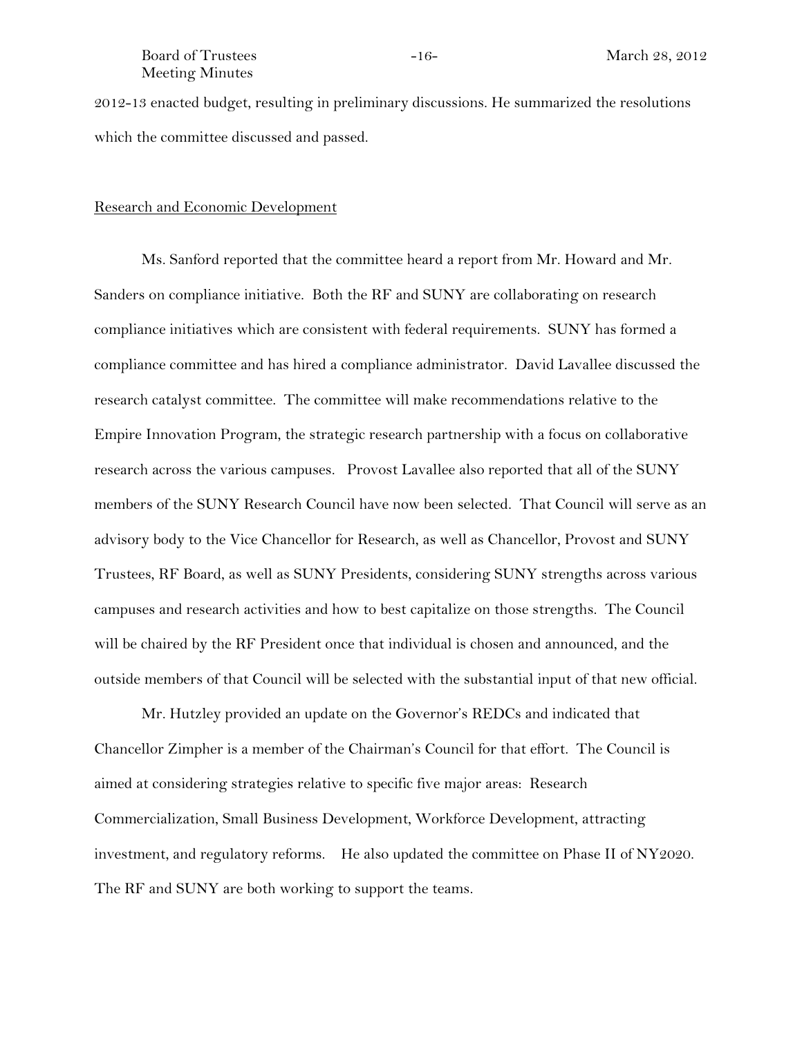2012-13 enacted budget, resulting in preliminary discussions. He summarized the resolutions which the committee discussed and passed.

## Research and Economic Development

Ms. Sanford reported that the committee heard a report from Mr. Howard and Mr. Sanders on compliance initiative. Both the RF and SUNY are collaborating on research compliance initiatives which are consistent with federal requirements. SUNY has formed a compliance committee and has hired a compliance administrator. David Lavallee discussed the research catalyst committee. The committee will make recommendations relative to the Empire Innovation Program, the strategic research partnership with a focus on collaborative research across the various campuses. Provost Lavallee also reported that all of the SUNY members of the SUNY Research Council have now been selected. That Council will serve as an advisory body to the Vice Chancellor for Research, as well as Chancellor, Provost and SUNY Trustees, RF Board, as well as SUNY Presidents, considering SUNY strengths across various campuses and research activities and how to best capitalize on those strengths. The Council will be chaired by the RF President once that individual is chosen and announced, and the outside members of that Council will be selected with the substantial input of that new official.

Mr. Hutzley provided an update on the Governor's REDCs and indicated that Chancellor Zimpher is a member of the Chairman's Council for that effort. The Council is aimed at considering strategies relative to specific five major areas: Research Commercialization, Small Business Development, Workforce Development, attracting investment, and regulatory reforms. He also updated the committee on Phase II of NY2020. The RF and SUNY are both working to support the teams.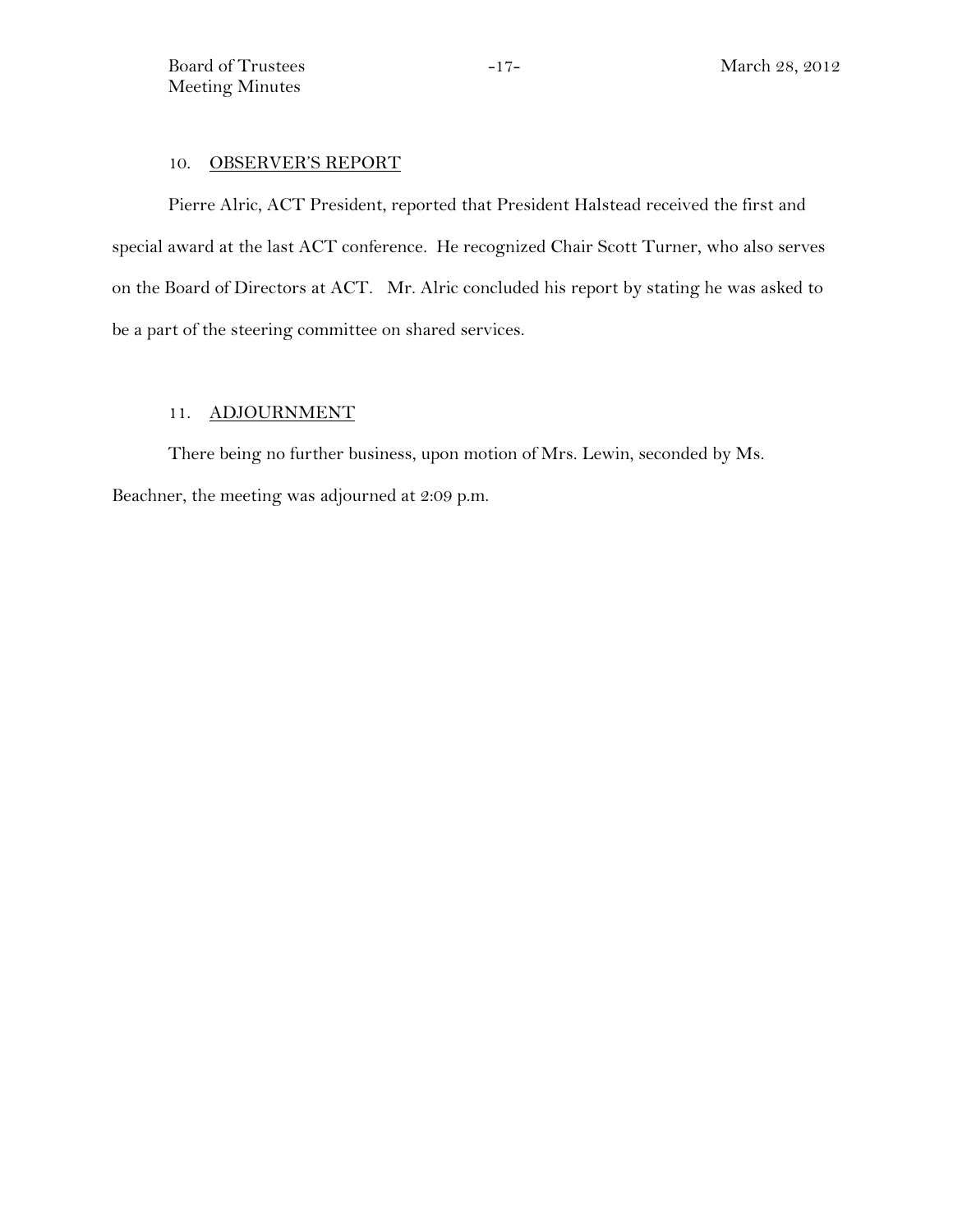10. OBSERVER'S REPORT

Pierre Alric, ACT President, reported that President Halstead received the first and special award at the last ACT conference. He recognized Chair Scott Turner, who also serves on the Board of Directors at ACT. Mr. Alric concluded his report by stating he was asked to be a part of the steering committee on shared services.

11. ADJOURNMENT

There being no further business, upon motion of Mrs. Lewin, seconded by Ms. Beachner, the meeting was adjourned at 2:09 p.m.